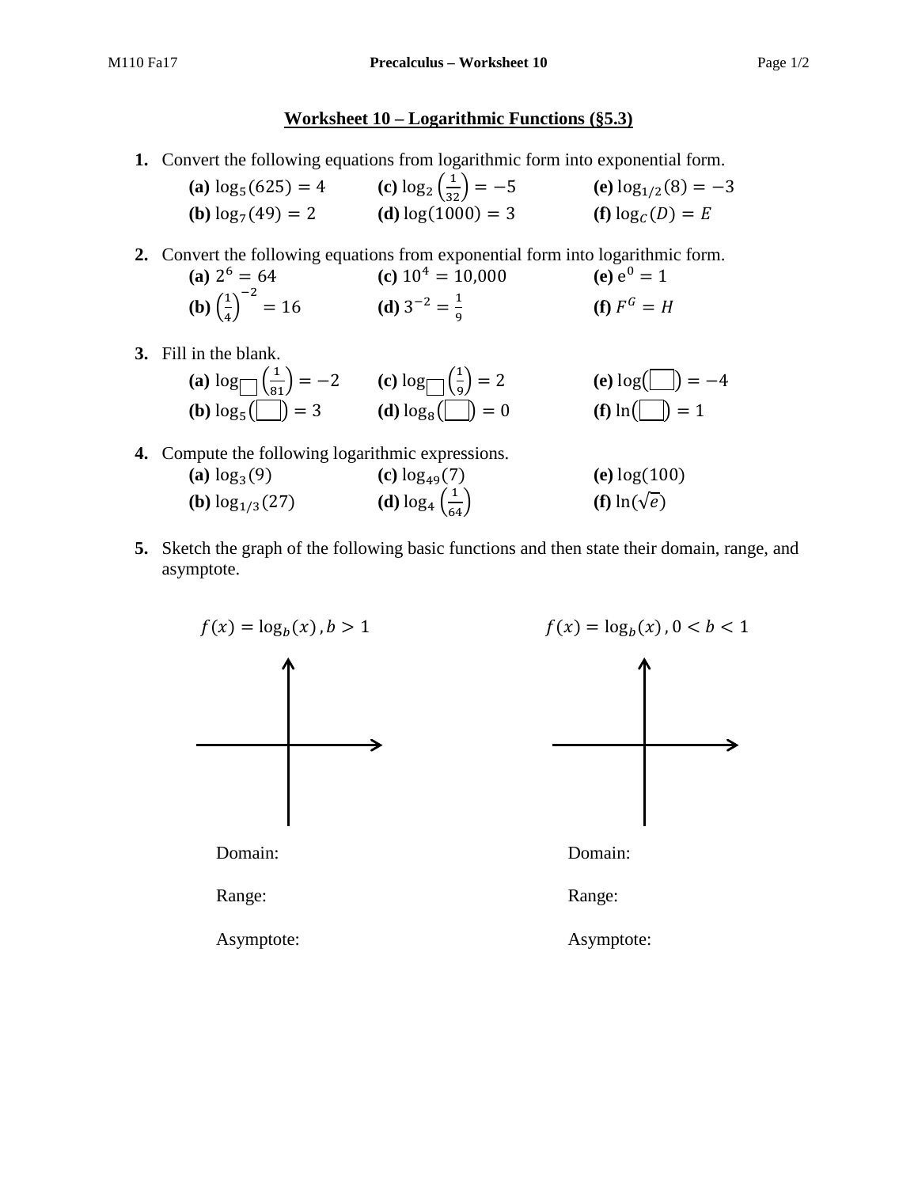# Worksheet 10 – Logarithmic Functions (§5.3)

**1.** Convert the following equations from logarithmic form into exponential form.

**(a)** $\log_5(625) = 4$ **(c)** $\log_2\left(\frac{1}{32}\right) = -5$ **(e)** $\log_{1/2}(8) = -3$

**(b)** $\log_7(49) = 2$ **(d)** $\log(1000) = 3$ **(f)** $\log_C(D) = E$

**2.** Convert the following equations from exponential form into logarithmic form.

**(a)** $2^6 = 64$ **(c)** $10^4 = 10{,}000$ **(e)** $e^0 = 1$

**(b)** $\left(\frac{1}{4}\right)^{-2} = 16$ **(d)** $3^{-2} = \frac{1}{9}$ **(f)** $F^G = H$

**3.** Fill in the blank.

**(a)** $\log_{\square}\left(\frac{1}{81}\right) = -2$ **(c)** $\log_{\square}\left(\frac{1}{9}\right) = 2$ **(e)** $\log(\square) = -4$

**(b)** $\log_5(\square) = 3$ **(d)** $\log_8(\square) = 0$ **(f)** $\ln(\square) = 1$

**4.** Compute the following logarithmic expressions.

**(a)** $\log_3(9)$ **(c)** $\log_{49}(7)$ **(e)** $\log(100)$

**(b)** $\log_{1/3}(27)$ **(d)** $\log_4\left(\frac{1}{64}\right)$ **(f)** $\ln(\sqrt{e})$

**5.** Sketch the graph of the following basic functions and then state their domain, range, and asymptote.

$f(x) = \log_b(x)\,, b > 1$

Domain:

Range:

Asymptote:

$f(x) = \log_b(x)\,, 0 < b < 1$

Domain:

Range:

Asymptote: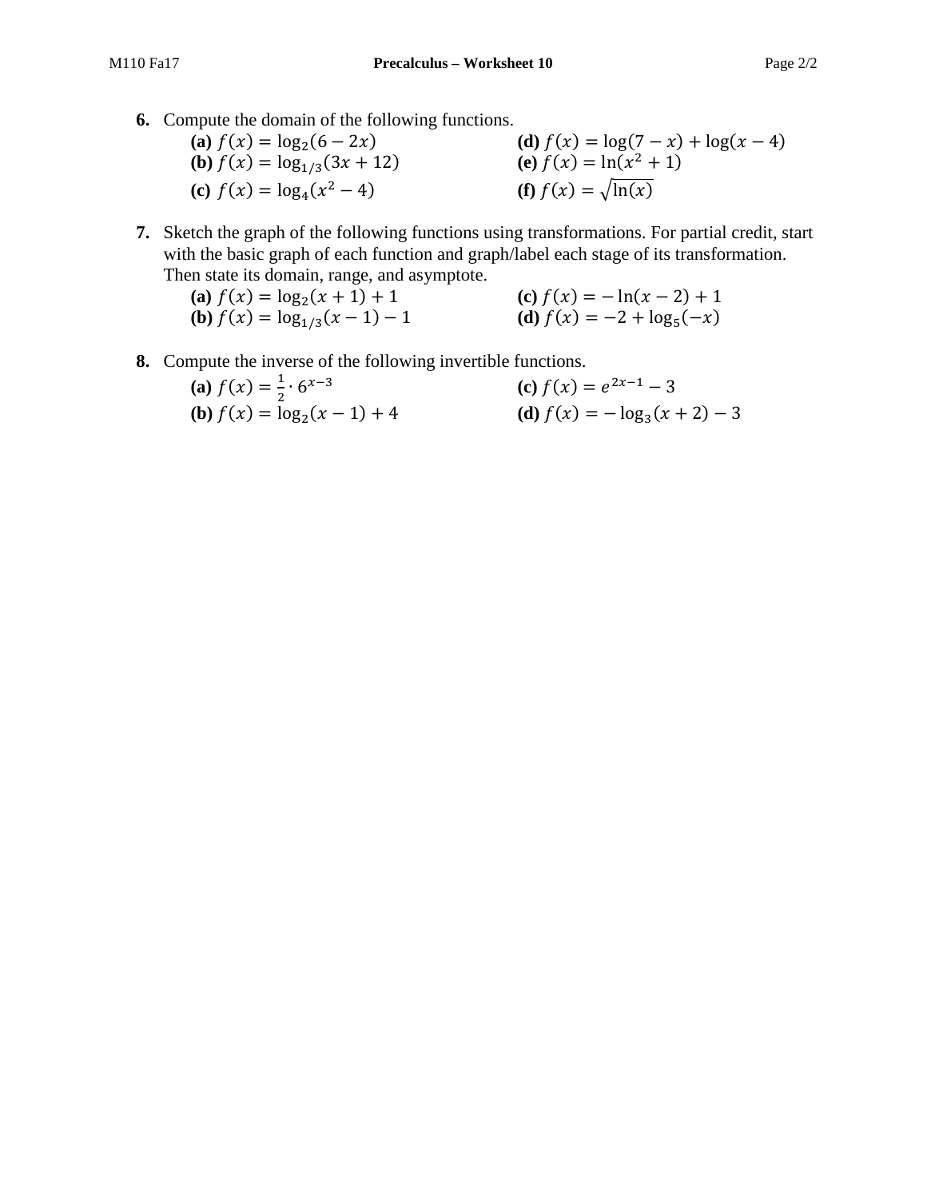**6.** Compute the domain of the following functions.

**(a)** $f(x) = \log_2(6 - 2x)$

**(b)** $f(x) = \log_{1/3}(3x + 12)$

**(c)** $f(x) = \log_4(x^2 - 4)$

**(d)** $f(x) = \log(7 - x) + \log(x - 4)$

**(e)** $f(x) = \ln(x^2 + 1)$

**(f)** $f(x) = \sqrt{\ln(x)}$

**7.** Sketch the graph of the following functions using transformations. For partial credit, start with the basic graph of each function and graph/label each stage of its transformation. Then state its domain, range, and asymptote.

**(a)** $f(x) = \log_2(x + 1) + 1$

**(b)** $f(x) = \log_{1/3}(x - 1) - 1$

**(c)** $f(x) = -\ln(x - 2) + 1$

**(d)** $f(x) = -2 + \log_5(-x)$

**8.** Compute the inverse of the following invertible functions.

**(a)** $f(x) = \frac{1}{2} \cdot 6^{x-3}$

**(b)** $f(x) = \log_2(x - 1) + 4$

**(c)** $f(x) = e^{2x-1} - 3$

**(d)** $f(x) = -\log_3(x + 2) - 3$